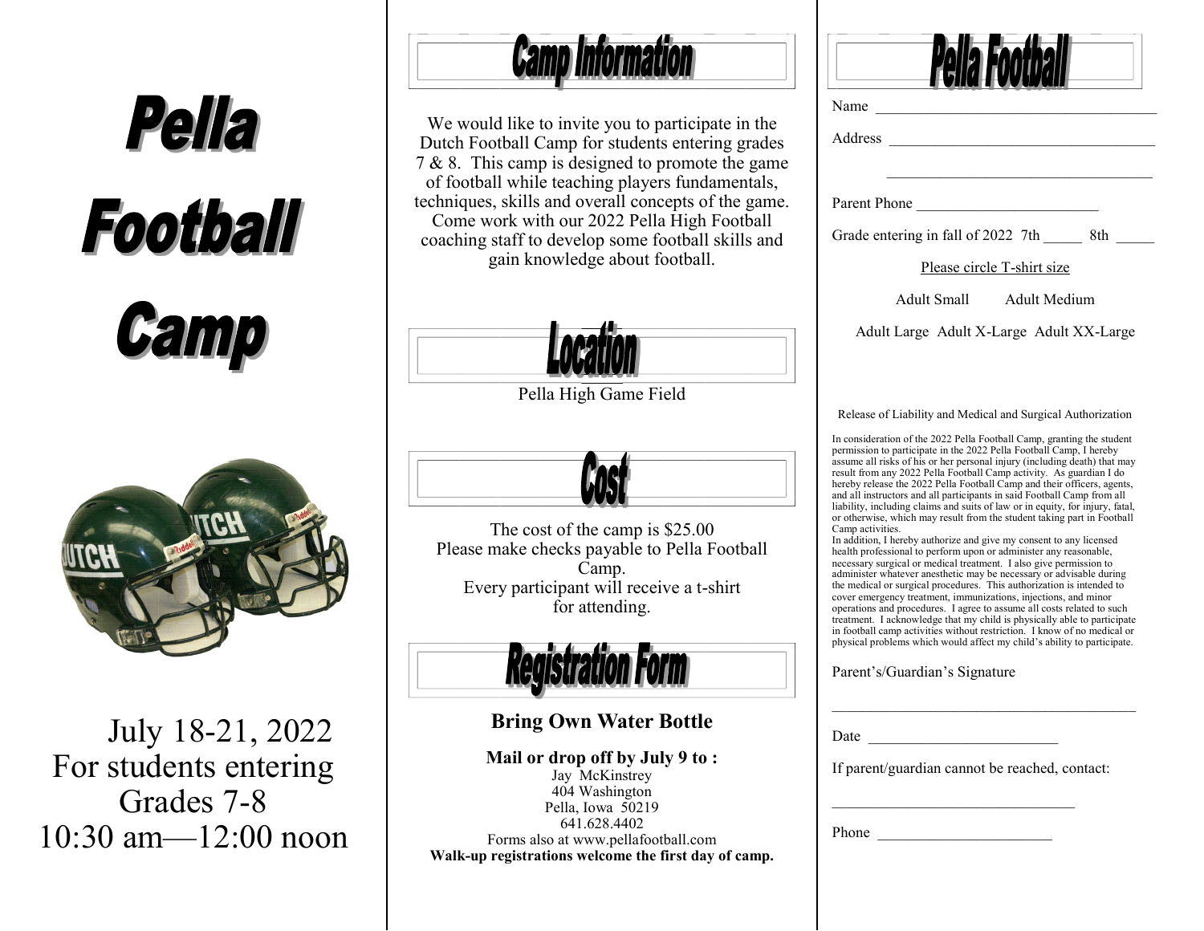# Pella Football Camp

July 18-21, 2022
For students entering
Grades 7-8
10:30 am—12:00 noon

## Camp Information

We would like to invite you to participate in the Dutch Football Camp for students entering grades 7 & 8. This camp is designed to promote the game of football while teaching players fundamentals, techniques, skills and overall concepts of the game. Come work with our 2022 Pella High Football coaching staff to develop some football skills and gain knowledge about football.

## Location

Pella High Game Field

## Cost

The cost of the camp is $25.00
Please make checks payable to Pella Football Camp.
Every participant will receive a t-shirt for attending.

## Registration Form

**Bring Own Water Bottle**

**Mail or drop off by July 9 to :**
Jay McKinstrey
404 Washington
Pella, Iowa 50219
641.628.4402
Forms also at www.pellafootball.com
**Walk-up registrations welcome the first day of camp.**

## Pella Football

Name ______________________________________

Address ____________________________________

____________________________________

Parent Phone ________________________

Grade entering in fall of 2022 7th _____ 8th _____

Please circle T-shirt size

Adult Small     Adult Medium

Adult Large  Adult X-Large  Adult XX-Large

Release of Liability and Medical and Surgical Authorization

In consideration of the 2022 Pella Football Camp, granting the student permission to participate in the 2022 Pella Football Camp, I hereby assume all risks of his or her personal injury (including death) that may result from any 2022 Pella Football Camp activity. As guardian I do hereby release the 2022 Pella Football Camp and their officers, agents, and all instructors and all participants in said Football Camp from all liability, including claims and suits of law or in equity, for injury, fatal, or otherwise, which may result from the student taking part in Football Camp activities.
In addition, I hereby authorize and give my consent to any licensed health professional to perform upon or administer any reasonable, necessary surgical or medical treatment. I also give permission to administer whatever anesthetic may be necessary or advisable during the medical or surgical procedures. This authorization is intended to cover emergency treatment, immunizations, injections, and minor operations and procedures. I agree to assume all costs related to such treatment. I acknowledge that my child is physically able to participate in football camp activities without restriction. I know of no medical or physical problems which would affect my child's ability to participate.

Parent's/Guardian's Signature

__________________________________________

Date _________________________

If parent/guardian cannot be reached, contact:

_________________________________

Phone ________________________